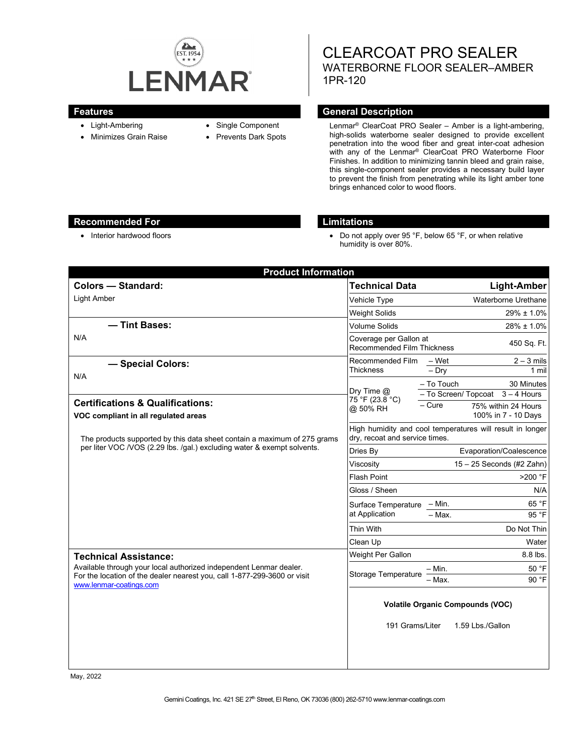LENMAR

EST. 1954

# CLEARCOAT PRO SEALER

## WATERBORNE FLOOR SEALER–AMBER

1PR-120

## Features

- Light-Ambering
- Minimizes Grain Raise
- Single Component
- Prevents Dark Spots

## General Description

Lenmar® ClearCoat PRO Sealer – Amber is a light-ambering, high-solids waterborne sealer designed to provide excellent penetration into the wood fiber and great inter-coat adhesion with any of the Lenmar® ClearCoat PRO Waterborne Floor Finishes. In addition to minimizing tannin bleed and grain raise, this single-component sealer provides a necessary build layer to prevent the finish from penetrating while its light amber tone brings enhanced color to wood floors.

## Recommended For

- Interior hardwood floors

## Limitations

- Do not apply over 95 °F, below 65 °F, or when relative humidity is over 80%.

## Product Information

### Colors — Standard:

Light Amber

### — Tint Bases:

N/A

### — Special Colors:

N/A

### Certifications & Qualifications:

**VOC compliant in all regulated areas**

The products supported by this data sheet contain a maximum of 275 grams per liter VOC /VOS (2.29 lbs. /gal.) excluding water & exempt solvents.

### Technical Assistance:

Available through your local authorized independent Lenmar dealer. For the location of the dealer nearest you, call 1-877-299-3600 or visit www.lenmar-coatings.com

| Technical Data | | Light-Amber |
|---|---|---|
| Vehicle Type | | Waterborne Urethane |
| Weight Solids | | 29% ± 1.0% |
| Volume Solids | | 28% ± 1.0% |
| Coverage per Gallon at Recommended Film Thickness | | 450 Sq. Ft. |
| Recommended Film Thickness | – Wet | 2 – 3 mils |
| | – Dry | 1 mil |
| Dry Time @ 75 °F (23.8 °C) @ 50% RH | – To Touch | 30 Minutes |
| | – To Screen/ Topcoat | 3 – 4 Hours |
| | – Cure | 75% within 24 Hours<br>100% in 7 - 10 Days |
| High humidity and cool temperatures will result in longer dry, recoat and service times. | | |
| Dries By | | Evaporation/Coalescence |
| Viscosity | | 15 – 25 Seconds (#2 Zahn) |
| Flash Point | | >200 °F |
| Gloss / Sheen | | N/A |
| Surface Temperature at Application | – Min. | 65 °F |
| | – Max. | 95 °F |
| Thin With | | Do Not Thin |
| Clean Up | | Water |
| Weight Per Gallon | | 8.8 lbs. |
| Storage Temperature | – Min. | 50 °F |
| | – Max. | 90 °F |

**Volatile Organic Compounds (VOC)**

191 Grams/Liter 1.59 Lbs./Gallon

May, 2022

Gemini Coatings, Inc. 421 SE 27th Street, El Reno, OK 73036 (800) 262-5710 www.lenmar-coatings.com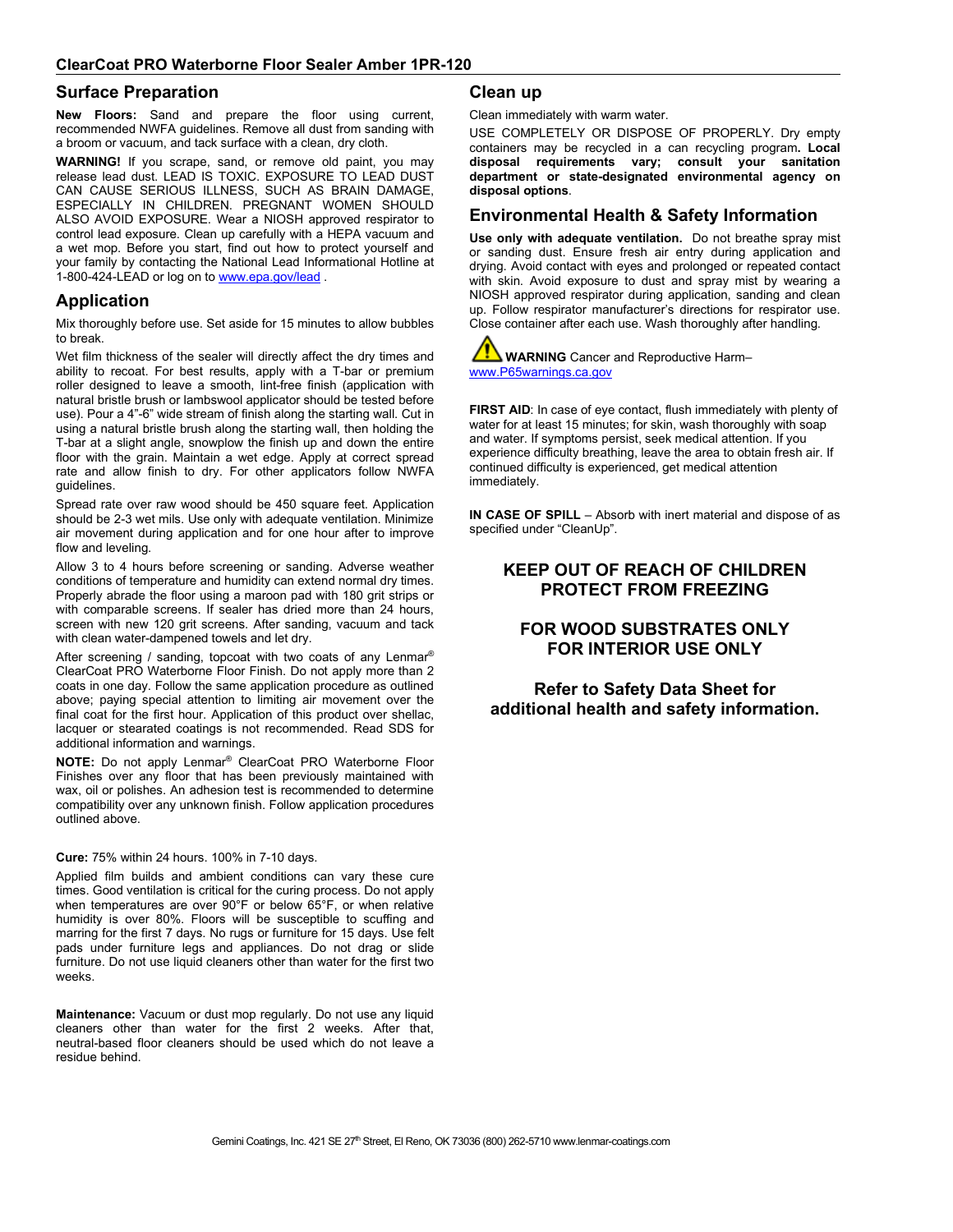# ClearCoat PRO Waterborne Floor Sealer Amber 1PR-120

## Surface Preparation

**New Floors:** Sand and prepare the floor using current, recommended NWFA guidelines. Remove all dust from sanding with a broom or vacuum, and tack surface with a clean, dry cloth.

**WARNING!** If you scrape, sand, or remove old paint, you may release lead dust. LEAD IS TOXIC. EXPOSURE TO LEAD DUST CAN CAUSE SERIOUS ILLNESS, SUCH AS BRAIN DAMAGE, ESPECIALLY IN CHILDREN. PREGNANT WOMEN SHOULD ALSO AVOID EXPOSURE. Wear a NIOSH approved respirator to control lead exposure. Clean up carefully with a HEPA vacuum and a wet mop. Before you start, find out how to protect yourself and your family by contacting the National Lead Informational Hotline at 1-800-424-LEAD or log on to www.epa.gov/lead .

## Application

Mix thoroughly before use. Set aside for 15 minutes to allow bubbles to break.

Wet film thickness of the sealer will directly affect the dry times and ability to recoat. For best results, apply with a T-bar or premium roller designed to leave a smooth, lint-free finish (application with natural bristle brush or lambswool applicator should be tested before use). Pour a 4"-6" wide stream of finish along the starting wall. Cut in using a natural bristle brush along the starting wall, then holding the T-bar at a slight angle, snowplow the finish up and down the entire floor with the grain. Maintain a wet edge. Apply at correct spread rate and allow finish to dry. For other applicators follow NWFA guidelines.

Spread rate over raw wood should be 450 square feet. Application should be 2-3 wet mils. Use only with adequate ventilation. Minimize air movement during application and for one hour after to improve flow and leveling.

Allow 3 to 4 hours before screening or sanding. Adverse weather conditions of temperature and humidity can extend normal dry times. Properly abrade the floor using a maroon pad with 180 grit strips or with comparable screens. If sealer has dried more than 24 hours, screen with new 120 grit screens. After sanding, vacuum and tack with clean water-dampened towels and let dry.

After screening / sanding, topcoat with two coats of any Lenmar® ClearCoat PRO Waterborne Floor Finish. Do not apply more than 2 coats in one day. Follow the same application procedure as outlined above; paying special attention to limiting air movement over the final coat for the first hour. Application of this product over shellac, lacquer or stearated coatings is not recommended. Read SDS for additional information and warnings.

**NOTE:** Do not apply Lenmar® ClearCoat PRO Waterborne Floor Finishes over any floor that has been previously maintained with wax, oil or polishes. An adhesion test is recommended to determine compatibility over any unknown finish. Follow application procedures outlined above.

**Cure:** 75% within 24 hours. 100% in 7-10 days.

Applied film builds and ambient conditions can vary these cure times. Good ventilation is critical for the curing process. Do not apply when temperatures are over 90°F or below 65°F, or when relative humidity is over 80%. Floors will be susceptible to scuffing and marring for the first 7 days. No rugs or furniture for 15 days. Use felt pads under furniture legs and appliances. Do not drag or slide furniture. Do not use liquid cleaners other than water for the first two weeks.

**Maintenance:** Vacuum or dust mop regularly. Do not use any liquid cleaners other than water for the first 2 weeks. After that, neutral-based floor cleaners should be used which do not leave a residue behind.

## Clean up

Clean immediately with warm water.

USE COMPLETELY OR DISPOSE OF PROPERLY. Dry empty containers may be recycled in a can recycling program. **Local disposal requirements vary; consult your sanitation department or state-designated environmental agency on disposal options**.

## Environmental Health & Safety Information

**Use only with adequate ventilation.** Do not breathe spray mist or sanding dust. Ensure fresh air entry during application and drying. Avoid contact with eyes and prolonged or repeated contact with skin. Avoid exposure to dust and spray mist by wearing a NIOSH approved respirator during application, sanding and clean up. Follow respirator manufacturer's directions for respirator use. Close container after each use. Wash thoroughly after handling.

**WARNING** Cancer and Reproductive Harm– www.P65warnings.ca.gov

**FIRST AID**: In case of eye contact, flush immediately with plenty of water for at least 15 minutes; for skin, wash thoroughly with soap and water. If symptoms persist, seek medical attention. If you experience difficulty breathing, leave the area to obtain fresh air. If continued difficulty is experienced, get medical attention immediately.

**IN CASE OF SPILL** – Absorb with inert material and dispose of as specified under "CleanUp".

**KEEP OUT OF REACH OF CHILDREN**
**PROTECT FROM FREEZING**

**FOR WOOD SUBSTRATES ONLY**
**FOR INTERIOR USE ONLY**

**Refer to Safety Data Sheet for additional health and safety information.**

Gemini Coatings, Inc. 421 SE 27th Street, El Reno, OK 73036 (800) 262-5710 www.lenmar-coatings.com